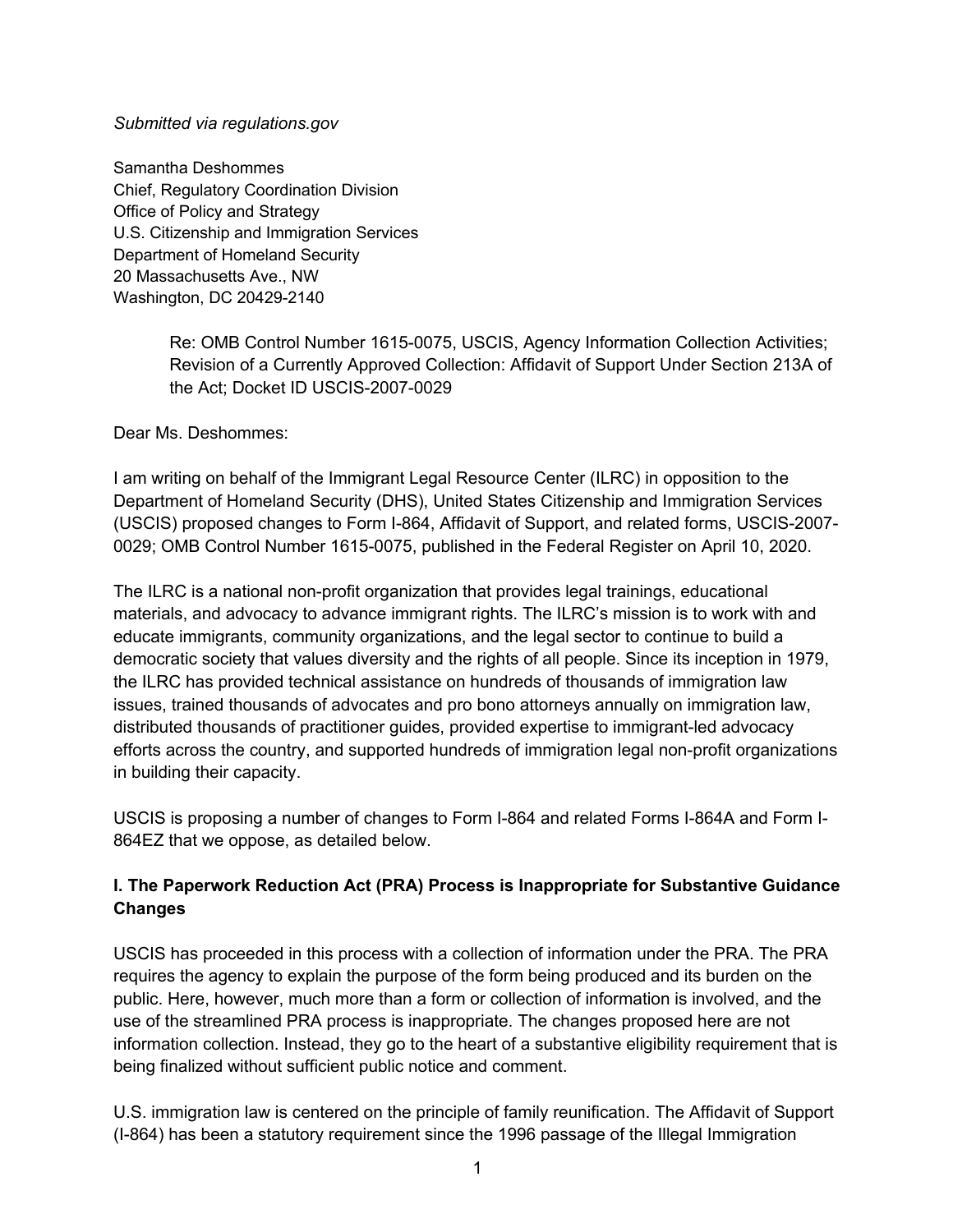*Submitted via regulations.gov*

Samantha Deshommes
Chief, Regulatory Coordination Division
Office of Policy and Strategy
U.S. Citizenship and Immigration Services
Department of Homeland Security
20 Massachusetts Ave., NW
Washington, DC 20429-2140

> Re: OMB Control Number 1615-0075, USCIS, Agency Information Collection Activities; Revision of a Currently Approved Collection: Affidavit of Support Under Section 213A of the Act; Docket ID USCIS-2007-0029

Dear Ms. Deshommes:

I am writing on behalf of the Immigrant Legal Resource Center (ILRC) in opposition to the Department of Homeland Security (DHS), United States Citizenship and Immigration Services (USCIS) proposed changes to Form I-864, Affidavit of Support, and related forms, USCIS-2007-0029; OMB Control Number 1615-0075, published in the Federal Register on April 10, 2020.

The ILRC is a national non-profit organization that provides legal trainings, educational materials, and advocacy to advance immigrant rights. The ILRC's mission is to work with and educate immigrants, community organizations, and the legal sector to continue to build a democratic society that values diversity and the rights of all people. Since its inception in 1979, the ILRC has provided technical assistance on hundreds of thousands of immigration law issues, trained thousands of advocates and pro bono attorneys annually on immigration law, distributed thousands of practitioner guides, provided expertise to immigrant-led advocacy efforts across the country, and supported hundreds of immigration legal non-profit organizations in building their capacity.

USCIS is proposing a number of changes to Form I-864 and related Forms I-864A and Form I-864EZ that we oppose, as detailed below.

## I. The Paperwork Reduction Act (PRA) Process is Inappropriate for Substantive Guidance Changes

USCIS has proceeded in this process with a collection of information under the PRA. The PRA requires the agency to explain the purpose of the form being produced and its burden on the public. Here, however, much more than a form or collection of information is involved, and the use of the streamlined PRA process is inappropriate. The changes proposed here are not information collection. Instead, they go to the heart of a substantive eligibility requirement that is being finalized without sufficient public notice and comment.

U.S. immigration law is centered on the principle of family reunification. The Affidavit of Support (I-864) has been a statutory requirement since the 1996 passage of the Illegal Immigration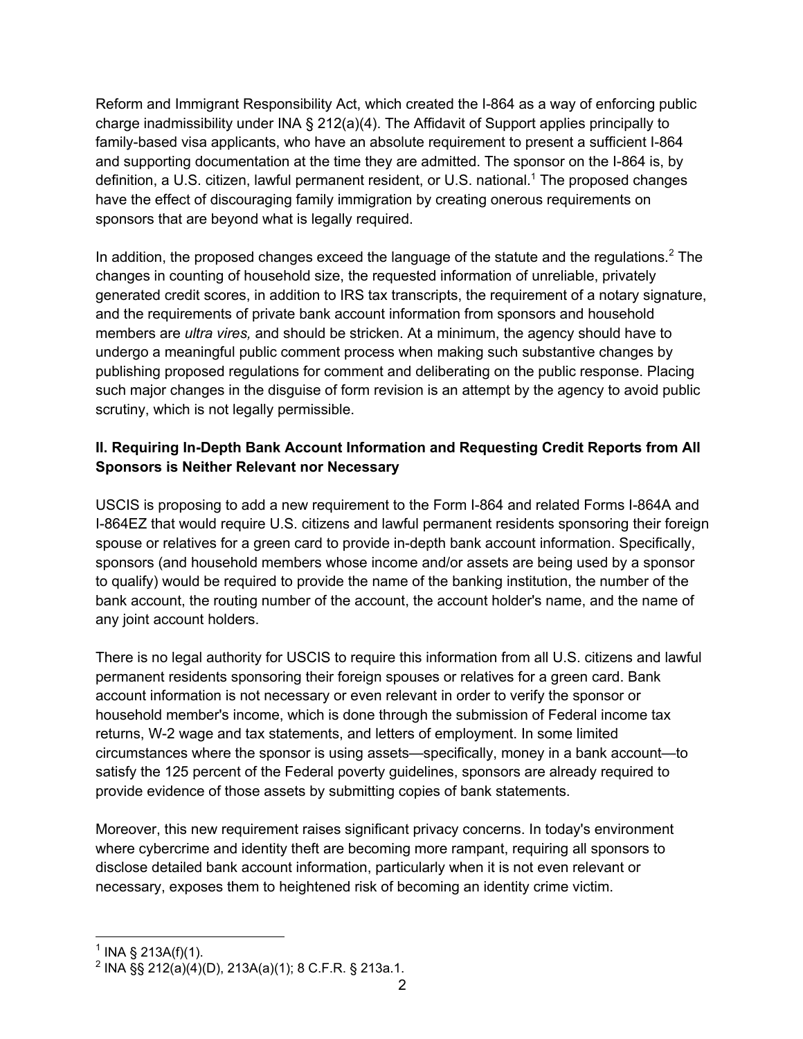Reform and Immigrant Responsibility Act, which created the I-864 as a way of enforcing public charge inadmissibility under INA § 212(a)(4). The Affidavit of Support applies principally to family-based visa applicants, who have an absolute requirement to present a sufficient I-864 and supporting documentation at the time they are admitted. The sponsor on the I-864 is, by definition, a U.S. citizen, lawful permanent resident, or U.S. national.[1] The proposed changes have the effect of discouraging family immigration by creating onerous requirements on sponsors that are beyond what is legally required.

In addition, the proposed changes exceed the language of the statute and the regulations.[2] The changes in counting of household size, the requested information of unreliable, privately generated credit scores, in addition to IRS tax transcripts, the requirement of a notary signature, and the requirements of private bank account information from sponsors and household members are *ultra vires,* and should be stricken. At a minimum, the agency should have to undergo a meaningful public comment process when making such substantive changes by publishing proposed regulations for comment and deliberating on the public response. Placing such major changes in the disguise of form revision is an attempt by the agency to avoid public scrutiny, which is not legally permissible.

## II. Requiring In-Depth Bank Account Information and Requesting Credit Reports from All Sponsors is Neither Relevant nor Necessary

USCIS is proposing to add a new requirement to the Form I-864 and related Forms I-864A and I-864EZ that would require U.S. citizens and lawful permanent residents sponsoring their foreign spouse or relatives for a green card to provide in-depth bank account information. Specifically, sponsors (and household members whose income and/or assets are being used by a sponsor to qualify) would be required to provide the name of the banking institution, the number of the bank account, the routing number of the account, the account holder's name, and the name of any joint account holders.

There is no legal authority for USCIS to require this information from all U.S. citizens and lawful permanent residents sponsoring their foreign spouses or relatives for a green card. Bank account information is not necessary or even relevant in order to verify the sponsor or household member's income, which is done through the submission of Federal income tax returns, W-2 wage and tax statements, and letters of employment. In some limited circumstances where the sponsor is using assets—specifically, money in a bank account—to satisfy the 125 percent of the Federal poverty guidelines, sponsors are already required to provide evidence of those assets by submitting copies of bank statements.

Moreover, this new requirement raises significant privacy concerns. In today's environment where cybercrime and identity theft are becoming more rampant, requiring all sponsors to disclose detailed bank account information, particularly when it is not even relevant or necessary, exposes them to heightened risk of becoming an identity crime victim.

---

[1] INA § 213A(f)(1).

[2] INA §§ 212(a)(4)(D), 213A(a)(1); 8 C.F.R. § 213a.1.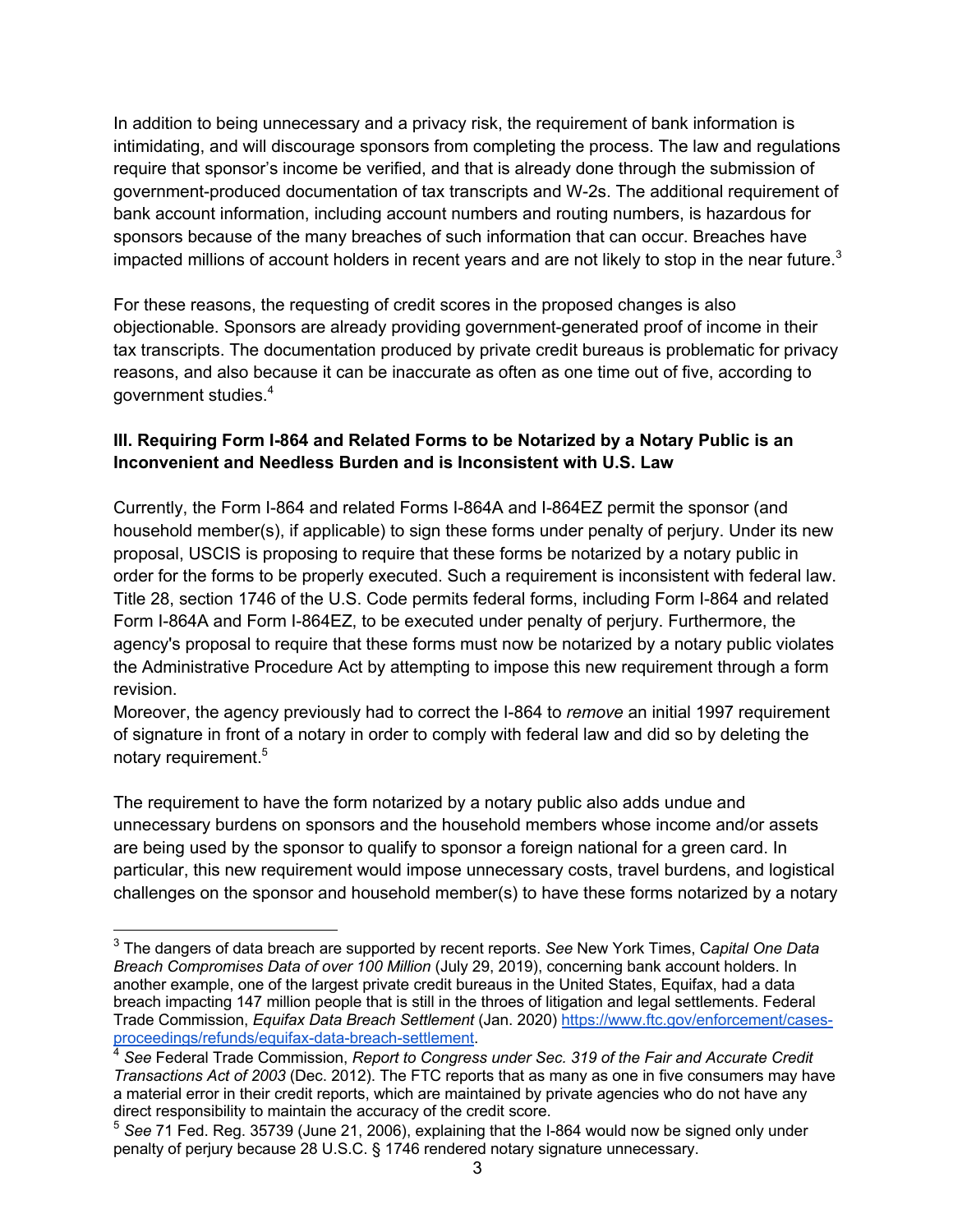In addition to being unnecessary and a privacy risk, the requirement of bank information is intimidating, and will discourage sponsors from completing the process. The law and regulations require that sponsor's income be verified, and that is already done through the submission of government-produced documentation of tax transcripts and W-2s. The additional requirement of bank account information, including account numbers and routing numbers, is hazardous for sponsors because of the many breaches of such information that can occur. Breaches have impacted millions of account holders in recent years and are not likely to stop in the near future.[3]

For these reasons, the requesting of credit scores in the proposed changes is also objectionable. Sponsors are already providing government-generated proof of income in their tax transcripts. The documentation produced by private credit bureaus is problematic for privacy reasons, and also because it can be inaccurate as often as one time out of five, according to government studies.[4]

**III. Requiring Form I-864 and Related Forms to be Notarized by a Notary Public is an Inconvenient and Needless Burden and is Inconsistent with U.S. Law**

Currently, the Form I-864 and related Forms I-864A and I-864EZ permit the sponsor (and household member(s), if applicable) to sign these forms under penalty of perjury. Under its new proposal, USCIS is proposing to require that these forms be notarized by a notary public in order for the forms to be properly executed. Such a requirement is inconsistent with federal law. Title 28, section 1746 of the U.S. Code permits federal forms, including Form I-864 and related Form I-864A and Form I-864EZ, to be executed under penalty of perjury. Furthermore, the agency's proposal to require that these forms must now be notarized by a notary public violates the Administrative Procedure Act by attempting to impose this new requirement through a form revision.
Moreover, the agency previously had to correct the I-864 to *remove* an initial 1997 requirement of signature in front of a notary in order to comply with federal law and did so by deleting the notary requirement.[5]

The requirement to have the form notarized by a notary public also adds undue and unnecessary burdens on sponsors and the household members whose income and/or assets are being used by the sponsor to qualify to sponsor a foreign national for a green card. In particular, this new requirement would impose unnecessary costs, travel burdens, and logistical challenges on the sponsor and household member(s) to have these forms notarized by a notary

---

[3] The dangers of data breach are supported by recent reports. *See* New York Times, C*apital One Data Breach Compromises Data of over 100 Million* (July 29, 2019), concerning bank account holders. In another example, one of the largest private credit bureaus in the United States, Equifax, had a data breach impacting 147 million people that is still in the throes of litigation and legal settlements. Federal Trade Commission, *Equifax Data Breach Settlement* (Jan. 2020) [https://www.ftc.gov/enforcement/cases-proceedings/refunds/equifax-data-breach-settlement](https://www.ftc.gov/enforcement/cases-proceedings/refunds/equifax-data-breach-settlement).

[4] *See* Federal Trade Commission, *Report to Congress under Sec. 319 of the Fair and Accurate Credit Transactions Act of 2003* (Dec. 2012). The FTC reports that as many as one in five consumers may have a material error in their credit reports, which are maintained by private agencies who do not have any direct responsibility to maintain the accuracy of the credit score.

[5] *See* 71 Fed. Reg. 35739 (June 21, 2006), explaining that the I-864 would now be signed only under penalty of perjury because 28 U.S.C. § 1746 rendered notary signature unnecessary.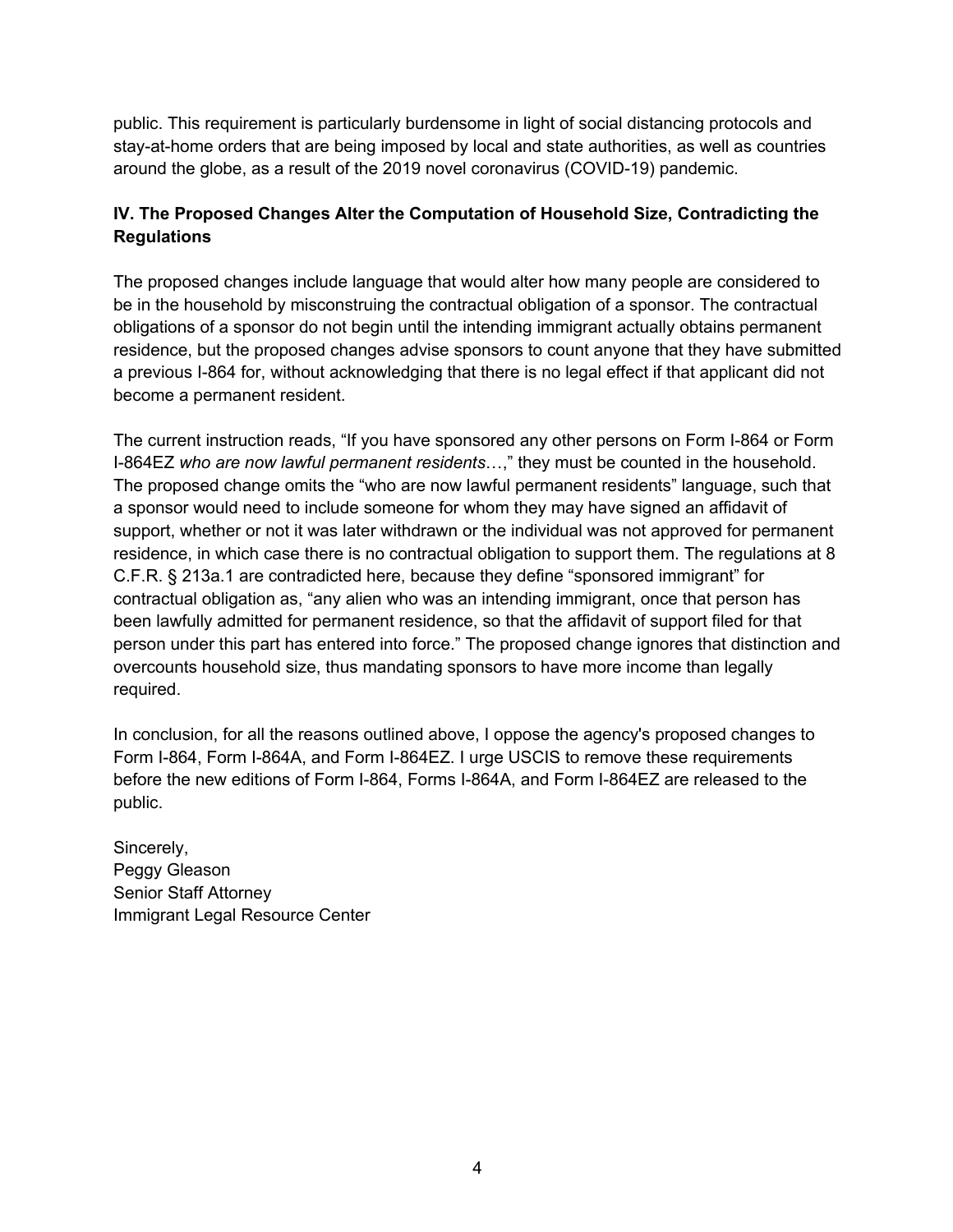public. This requirement is particularly burdensome in light of social distancing protocols and stay-at-home orders that are being imposed by local and state authorities, as well as countries around the globe, as a result of the 2019 novel coronavirus (COVID-19) pandemic.

**IV. The Proposed Changes Alter the Computation of Household Size, Contradicting the Regulations**

The proposed changes include language that would alter how many people are considered to be in the household by misconstruing the contractual obligation of a sponsor. The contractual obligations of a sponsor do not begin until the intending immigrant actually obtains permanent residence, but the proposed changes advise sponsors to count anyone that they have submitted a previous I-864 for, without acknowledging that there is no legal effect if that applicant did not become a permanent resident.

The current instruction reads, "If you have sponsored any other persons on Form I-864 or Form I-864EZ *who are now lawful permanent residents*…," they must be counted in the household. The proposed change omits the "who are now lawful permanent residents" language, such that a sponsor would need to include someone for whom they may have signed an affidavit of support, whether or not it was later withdrawn or the individual was not approved for permanent residence, in which case there is no contractual obligation to support them. The regulations at 8 C.F.R. § 213a.1 are contradicted here, because they define "sponsored immigrant" for contractual obligation as, "any alien who was an intending immigrant, once that person has been lawfully admitted for permanent residence, so that the affidavit of support filed for that person under this part has entered into force." The proposed change ignores that distinction and overcounts household size, thus mandating sponsors to have more income than legally required.

In conclusion, for all the reasons outlined above, I oppose the agency's proposed changes to Form I-864, Form I-864A, and Form I-864EZ. I urge USCIS to remove these requirements before the new editions of Form I-864, Forms I-864A, and Form I-864EZ are released to the public.

Sincerely,
Peggy Gleason
Senior Staff Attorney
Immigrant Legal Resource Center